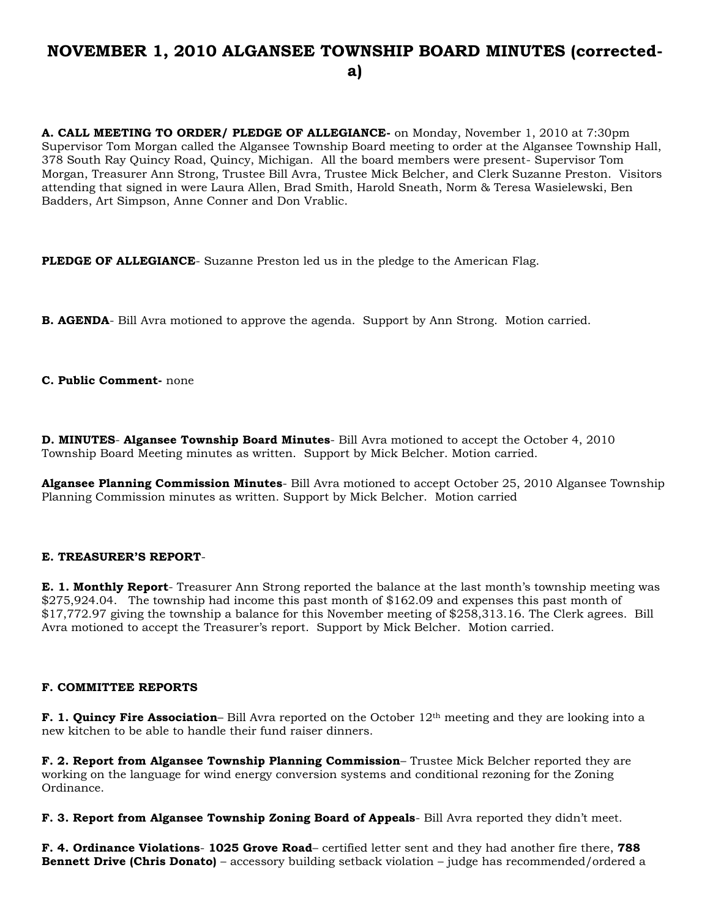# NOVEMBER 1, 2010 ALGANSEE TOWNSHIP BOARD MINUTES (corrected-a)

**A. CALL MEETING TO ORDER/ PLEDGE OF ALLEGIANCE-** on Monday, November 1, 2010 at 7:30pm Supervisor Tom Morgan called the Algansee Township Board meeting to order at the Algansee Township Hall, 378 South Ray Quincy Road, Quincy, Michigan. All the board members were present- Supervisor Tom Morgan, Treasurer Ann Strong, Trustee Bill Avra, Trustee Mick Belcher, and Clerk Suzanne Preston. Visitors attending that signed in were Laura Allen, Brad Smith, Harold Sneath, Norm & Teresa Wasielewski, Ben Badders, Art Simpson, Anne Conner and Don Vrablic.

**PLEDGE OF ALLEGIANCE**- Suzanne Preston led us in the pledge to the American Flag.

**B. AGENDA**- Bill Avra motioned to approve the agenda. Support by Ann Strong. Motion carried.

**C. Public Comment-** none

**D. MINUTES**- **Algansee Township Board Minutes**- Bill Avra motioned to accept the October 4, 2010 Township Board Meeting minutes as written. Support by Mick Belcher. Motion carried.

**Algansee Planning Commission Minutes**- Bill Avra motioned to accept October 25, 2010 Algansee Township Planning Commission minutes as written. Support by Mick Belcher. Motion carried

**E. TREASURER'S REPORT**-

**E. 1. Monthly Report**- Treasurer Ann Strong reported the balance at the last month's township meeting was $275,924.04. The township had income this past month of $162.09 and expenses this past month of $17,772.97 giving the township a balance for this November meeting of $258,313.16. The Clerk agrees. Bill Avra motioned to accept the Treasurer's report. Support by Mick Belcher. Motion carried.

**F. COMMITTEE REPORTS**

**F. 1. Quincy Fire Association**– Bill Avra reported on the October 12th meeting and they are looking into a new kitchen to be able to handle their fund raiser dinners.

**F. 2. Report from Algansee Township Planning Commission**– Trustee Mick Belcher reported they are working on the language for wind energy conversion systems and conditional rezoning for the Zoning Ordinance.

**F. 3. Report from Algansee Township Zoning Board of Appeals**- Bill Avra reported they didn't meet.

**F. 4. Ordinance Violations**- **1025 Grove Road**– certified letter sent and they had another fire there, **788 Bennett Drive (Chris Donato)** – accessory building setback violation – judge has recommended/ordered a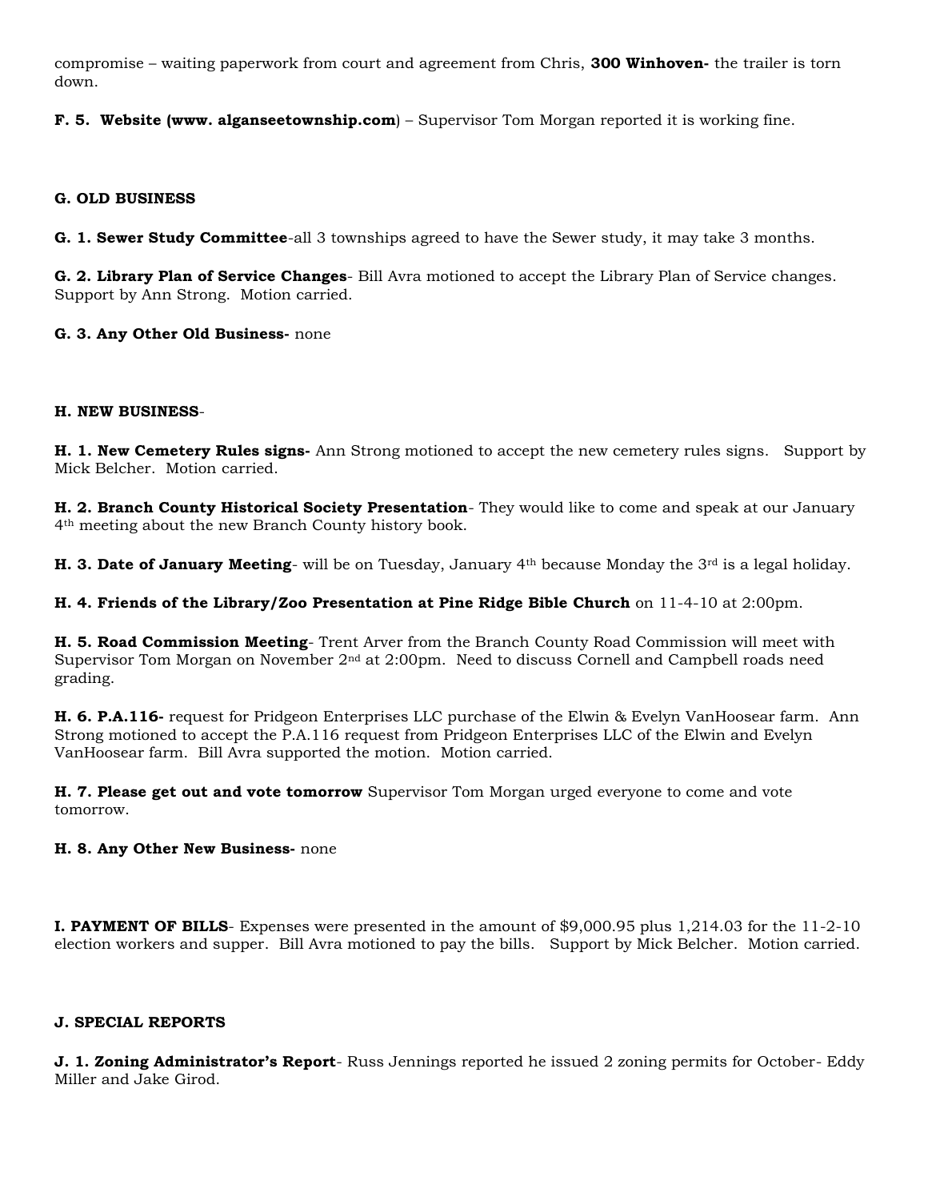compromise – waiting paperwork from court and agreement from Chris, **300 Winhoven-** the trailer is torn down.

**F. 5. Website (www. alganseetownship.com**) – Supervisor Tom Morgan reported it is working fine.

**G. OLD BUSINESS**

**G. 1. Sewer Study Committee**-all 3 townships agreed to have the Sewer study, it may take 3 months.

**G. 2. Library Plan of Service Changes**- Bill Avra motioned to accept the Library Plan of Service changes. Support by Ann Strong. Motion carried.

**G. 3. Any Other Old Business-** none

**H. NEW BUSINESS**-

**H. 1. New Cemetery Rules signs-** Ann Strong motioned to accept the new cemetery rules signs. Support by Mick Belcher. Motion carried.

**H. 2. Branch County Historical Society Presentation**- They would like to come and speak at our January 4th meeting about the new Branch County history book.

**H. 3. Date of January Meeting**- will be on Tuesday, January 4th because Monday the 3rd is a legal holiday.

**H. 4. Friends of the Library/Zoo Presentation at Pine Ridge Bible Church** on 11-4-10 at 2:00pm.

**H. 5. Road Commission Meeting**- Trent Arver from the Branch County Road Commission will meet with Supervisor Tom Morgan on November 2nd at 2:00pm. Need to discuss Cornell and Campbell roads need grading.

**H. 6. P.A.116-** request for Pridgeon Enterprises LLC purchase of the Elwin & Evelyn VanHoosear farm. Ann Strong motioned to accept the P.A.116 request from Pridgeon Enterprises LLC of the Elwin and Evelyn VanHoosear farm. Bill Avra supported the motion. Motion carried.

**H. 7. Please get out and vote tomorrow** Supervisor Tom Morgan urged everyone to come and vote tomorrow.

**H. 8. Any Other New Business-** none

**I. PAYMENT OF BILLS**- Expenses were presented in the amount of $9,000.95 plus 1,214.03 for the 11-2-10 election workers and supper. Bill Avra motioned to pay the bills. Support by Mick Belcher. Motion carried.

**J. SPECIAL REPORTS**

**J. 1. Zoning Administrator's Report**- Russ Jennings reported he issued 2 zoning permits for October- Eddy Miller and Jake Girod.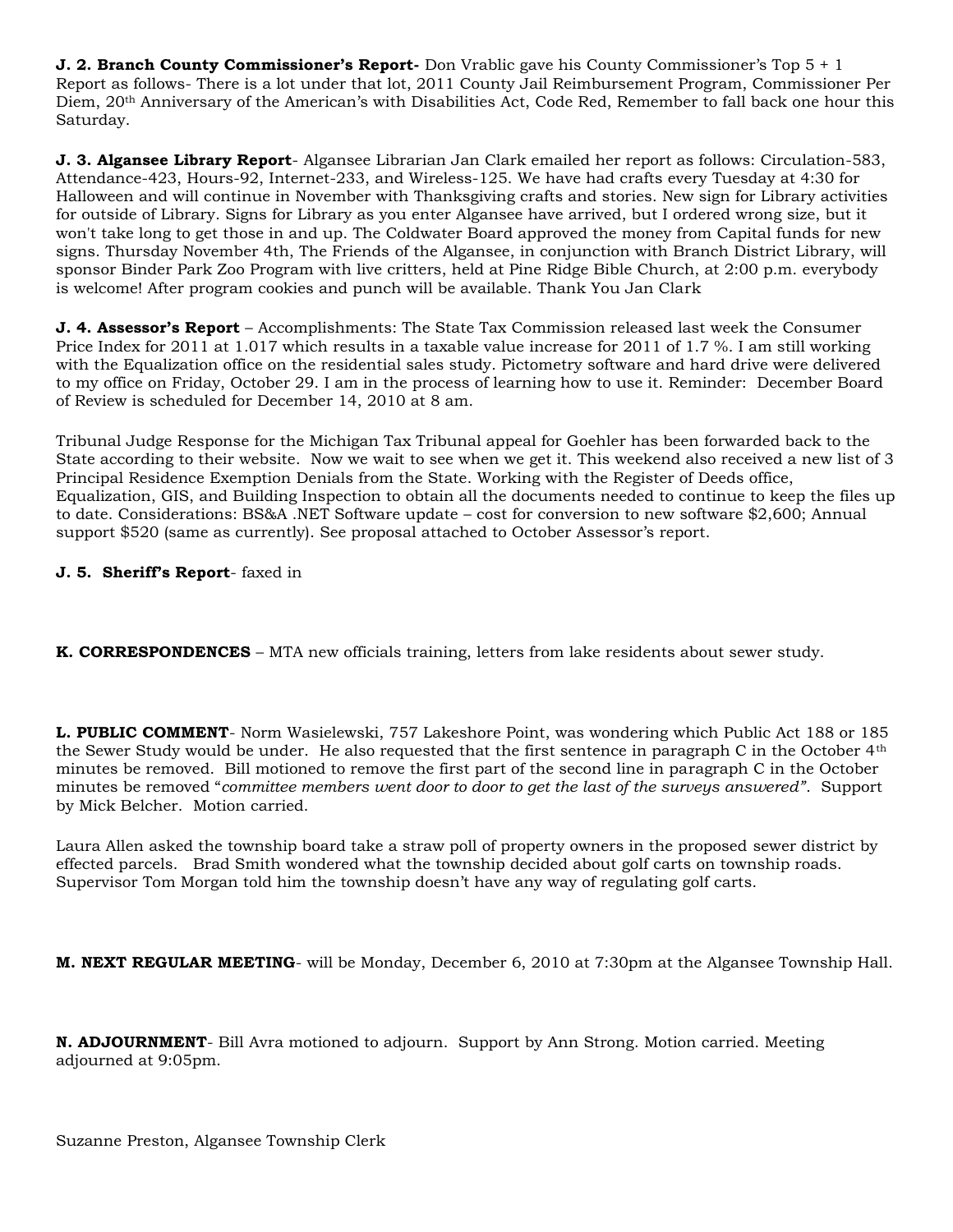**J. 2. Branch County Commissioner's Report-** Don Vrablic gave his County Commissioner's Top 5 + 1 Report as follows- There is a lot under that lot, 2011 County Jail Reimbursement Program, Commissioner Per Diem, 20th Anniversary of the American's with Disabilities Act, Code Red, Remember to fall back one hour this Saturday.

**J. 3. Algansee Library Report**- Algansee Librarian Jan Clark emailed her report as follows: Circulation-583, Attendance-423, Hours-92, Internet-233, and Wireless-125. We have had crafts every Tuesday at 4:30 for Halloween and will continue in November with Thanksgiving crafts and stories. New sign for Library activities for outside of Library. Signs for Library as you enter Algansee have arrived, but I ordered wrong size, but it won't take long to get those in and up. The Coldwater Board approved the money from Capital funds for new signs. Thursday November 4th, The Friends of the Algansee, in conjunction with Branch District Library, will sponsor Binder Park Zoo Program with live critters, held at Pine Ridge Bible Church, at 2:00 p.m. everybody is welcome! After program cookies and punch will be available. Thank You Jan Clark

**J. 4. Assessor's Report** – Accomplishments: The State Tax Commission released last week the Consumer Price Index for 2011 at 1.017 which results in a taxable value increase for 2011 of 1.7 %. I am still working with the Equalization office on the residential sales study. Pictometry software and hard drive were delivered to my office on Friday, October 29. I am in the process of learning how to use it. Reminder: December Board of Review is scheduled for December 14, 2010 at 8 am.

Tribunal Judge Response for the Michigan Tax Tribunal appeal for Goehler has been forwarded back to the State according to their website. Now we wait to see when we get it. This weekend also received a new list of 3 Principal Residence Exemption Denials from the State. Working with the Register of Deeds office, Equalization, GIS, and Building Inspection to obtain all the documents needed to continue to keep the files up to date. Considerations: BS&A .NET Software update – cost for conversion to new software $2,600; Annual support $520 (same as currently). See proposal attached to October Assessor's report.

**J. 5. Sheriff's Report**- faxed in

**K. CORRESPONDENCES** – MTA new officials training, letters from lake residents about sewer study.

**L. PUBLIC COMMENT**- Norm Wasielewski, 757 Lakeshore Point, was wondering which Public Act 188 or 185 the Sewer Study would be under. He also requested that the first sentence in paragraph C in the October 4th minutes be removed. Bill motioned to remove the first part of the second line in paragraph C in the October minutes be removed "*committee members went door to door to get the last of the surveys answered"*. Support by Mick Belcher. Motion carried.

Laura Allen asked the township board take a straw poll of property owners in the proposed sewer district by effected parcels. Brad Smith wondered what the township decided about golf carts on township roads. Supervisor Tom Morgan told him the township doesn't have any way of regulating golf carts.

**M. NEXT REGULAR MEETING**- will be Monday, December 6, 2010 at 7:30pm at the Algansee Township Hall.

**N. ADJOURNMENT**- Bill Avra motioned to adjourn. Support by Ann Strong. Motion carried. Meeting adjourned at 9:05pm.

Suzanne Preston, Algansee Township Clerk